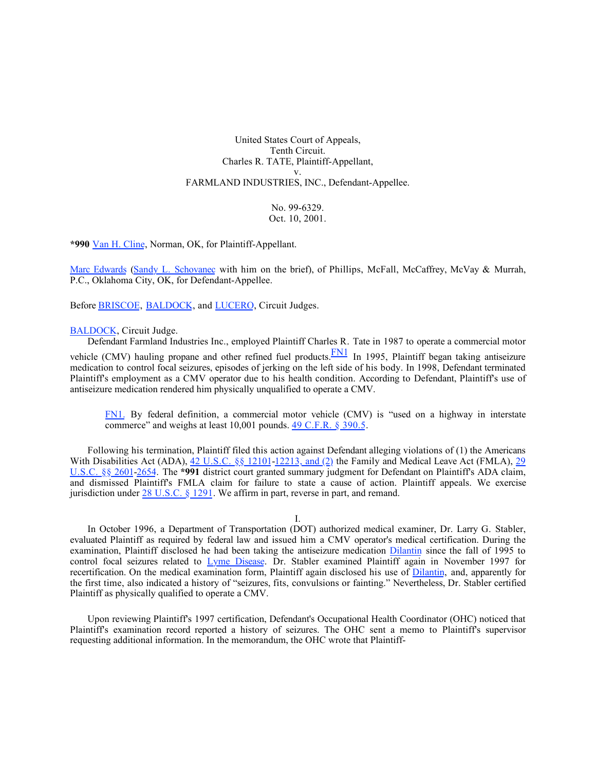United States Court of Appeals,
Tenth Circuit.
Charles R. TATE, Plaintiff-Appellant,
v.
FARMLAND INDUSTRIES, INC., Defendant-Appellee.

No. 99-6329.
Oct. 10, 2001.

**\*990** Van H. Cline, Norman, OK, for Plaintiff-Appellant.

Marc Edwards (Sandy L. Schovanec with him on the brief), of Phillips, McFall, McCaffrey, McVay & Murrah, P.C., Oklahoma City, OK, for Defendant-Appellee.

Before BRISCOE, BALDOCK, and LUCERO, Circuit Judges.

BALDOCK, Circuit Judge.

Defendant Farmland Industries Inc., employed Plaintiff Charles R. Tate in 1987 to operate a commercial motor vehicle (CMV) hauling propane and other refined fuel products.FN1 In 1995, Plaintiff began taking antiseizure medication to control focal seizures, episodes of jerking on the left side of his body. In 1998, Defendant terminated Plaintiff's employment as a CMV operator due to his health condition. According to Defendant, Plaintiff's use of antiseizure medication rendered him physically unqualified to operate a CMV.

> FN1. By federal definition, a commercial motor vehicle (CMV) is "used on a highway in interstate commerce" and weighs at least 10,001 pounds. 49 C.F.R. § 390.5.

Following his termination, Plaintiff filed this action against Defendant alleging violations of (1) the Americans With Disabilities Act (ADA), 42 U.S.C. §§ 12101-12213, and (2) the Family and Medical Leave Act (FMLA), 29 U.S.C. §§ 2601-2654. The **\*991** district court granted summary judgment for Defendant on Plaintiff's ADA claim, and dismissed Plaintiff's FMLA claim for failure to state a cause of action. Plaintiff appeals. We exercise jurisdiction under 28 U.S.C. § 1291. We affirm in part, reverse in part, and remand.

I.

In October 1996, a Department of Transportation (DOT) authorized medical examiner, Dr. Larry G. Stabler, evaluated Plaintiff as required by federal law and issued him a CMV operator's medical certification. During the examination, Plaintiff disclosed he had been taking the antiseizure medication Dilantin since the fall of 1995 to control focal seizures related to Lyme Disease. Dr. Stabler examined Plaintiff again in November 1997 for recertification. On the medical examination form, Plaintiff again disclosed his use of Dilantin, and, apparently for the first time, also indicated a history of "seizures, fits, convulsions or fainting." Nevertheless, Dr. Stabler certified Plaintiff as physically qualified to operate a CMV.

Upon reviewing Plaintiff's 1997 certification, Defendant's Occupational Health Coordinator (OHC) noticed that Plaintiff's examination record reported a history of seizures. The OHC sent a memo to Plaintiff's supervisor requesting additional information. In the memorandum, the OHC wrote that Plaintiff-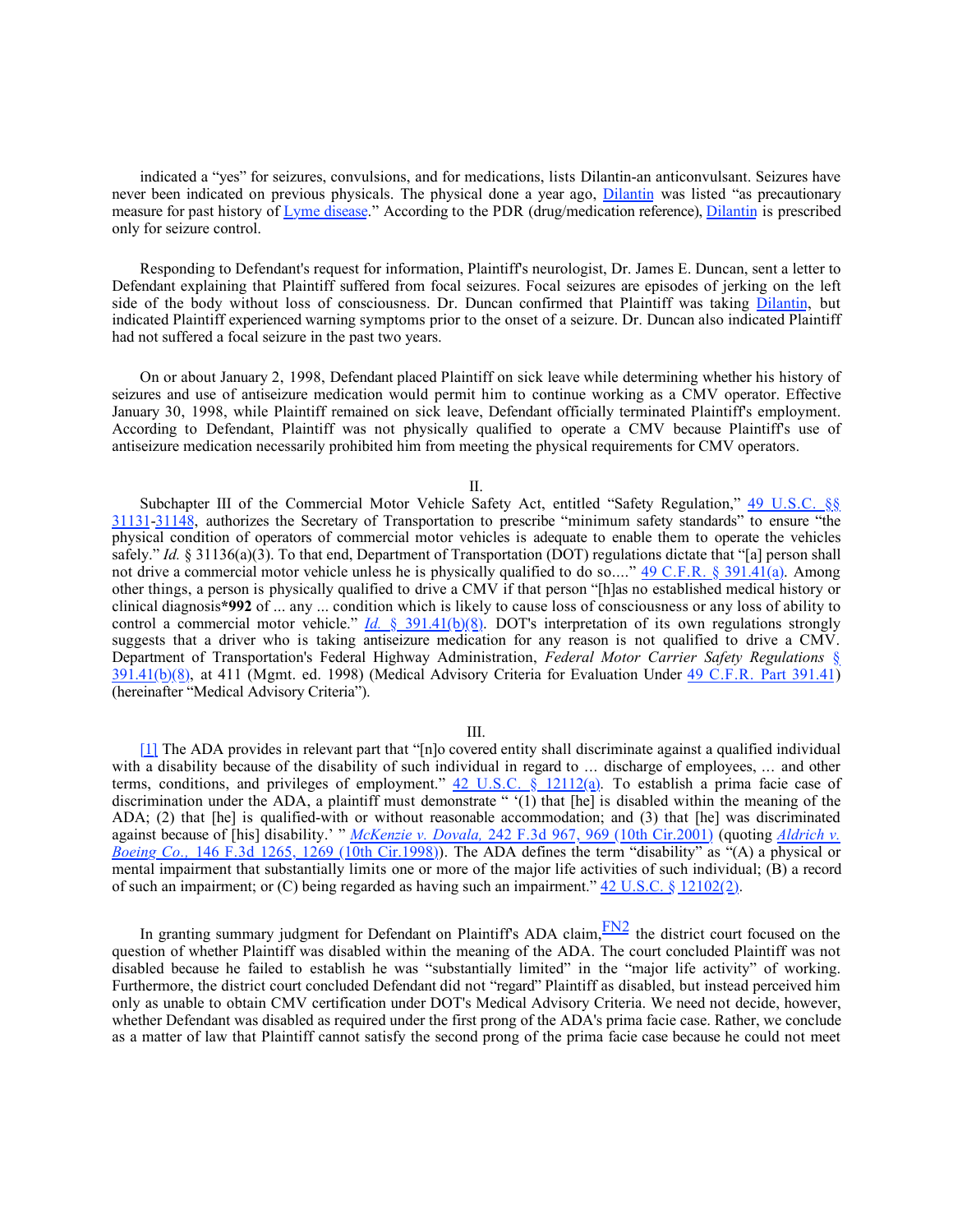indicated a "yes" for seizures, convulsions, and for medications, lists Dilantin-an anticonvulsant. Seizures have never been indicated on previous physicals. The physical done a year ago, Dilantin was listed "as precautionary measure for past history of Lyme disease." According to the PDR (drug/medication reference), Dilantin is prescribed only for seizure control.

Responding to Defendant's request for information, Plaintiff's neurologist, Dr. James E. Duncan, sent a letter to Defendant explaining that Plaintiff suffered from focal seizures. Focal seizures are episodes of jerking on the left side of the body without loss of consciousness. Dr. Duncan confirmed that Plaintiff was taking Dilantin, but indicated Plaintiff experienced warning symptoms prior to the onset of a seizure. Dr. Duncan also indicated Plaintiff had not suffered a focal seizure in the past two years.

On or about January 2, 1998, Defendant placed Plaintiff on sick leave while determining whether his history of seizures and use of antiseizure medication would permit him to continue working as a CMV operator. Effective January 30, 1998, while Plaintiff remained on sick leave, Defendant officially terminated Plaintiff's employment. According to Defendant, Plaintiff was not physically qualified to operate a CMV because Plaintiff's use of antiseizure medication necessarily prohibited him from meeting the physical requirements for CMV operators.

II.

Subchapter III of the Commercial Motor Vehicle Safety Act, entitled "Safety Regulation," 49 U.S.C. §§ 31131-31148, authorizes the Secretary of Transportation to prescribe "minimum safety standards" to ensure "the physical condition of operators of commercial motor vehicles is adequate to enable them to operate the vehicles safely." *Id.* § 31136(a)(3). To that end, Department of Transportation (DOT) regulations dictate that "[a] person shall not drive a commercial motor vehicle unless he is physically qualified to do so...." 49 C.F.R. § 391.41(a). Among other things, a person is physically qualified to drive a CMV if that person "[h]as no established medical history or clinical diagnosis**\*992** of ... any ... condition which is likely to cause loss of consciousness or any loss of ability to control a commercial motor vehicle." *Id.* § 391.41(b)(8). DOT's interpretation of its own regulations strongly suggests that a driver who is taking antiseizure medication for any reason is not qualified to drive a CMV. Department of Transportation's Federal Highway Administration, *Federal Motor Carrier Safety Regulations* § 391.41(b)(8), at 411 (Mgmt. ed. 1998) (Medical Advisory Criteria for Evaluation Under 49 C.F.R. Part 391.41) (hereinafter "Medical Advisory Criteria").

III.

[1] The ADA provides in relevant part that "[n]o covered entity shall discriminate against a qualified individual with a disability because of the disability of such individual in regard to ... discharge of employees, ... and other terms, conditions, and privileges of employment." 42 U.S.C. § 12112(a). To establish a prima facie case of discrimination under the ADA, a plaintiff must demonstrate " '(1) that [he] is disabled within the meaning of the ADA; (2) that [he] is qualified-with or without reasonable accommodation; and (3) that [he] was discriminated against because of [his] disability.' " *McKenzie v. Dovala,* 242 F.3d 967, 969 (10th Cir.2001) (quoting *Aldrich v. Boeing Co.,* 146 F.3d 1265, 1269 (10th Cir.1998)). The ADA defines the term "disability" as "(A) a physical or mental impairment that substantially limits one or more of the major life activities of such individual; (B) a record of such an impairment; or (C) being regarded as having such an impairment." 42 U.S.C. § 12102(2).

In granting summary judgment for Defendant on Plaintiff's ADA claim,[FN2] the district court focused on the question of whether Plaintiff was disabled within the meaning of the ADA. The court concluded Plaintiff was not disabled because he failed to establish he was "substantially limited" in the "major life activity" of working. Furthermore, the district court concluded Defendant did not "regard" Plaintiff as disabled, but instead perceived him only as unable to obtain CMV certification under DOT's Medical Advisory Criteria. We need not decide, however, whether Defendant was disabled as required under the first prong of the ADA's prima facie case. Rather, we conclude as a matter of law that Plaintiff cannot satisfy the second prong of the prima facie case because he could not meet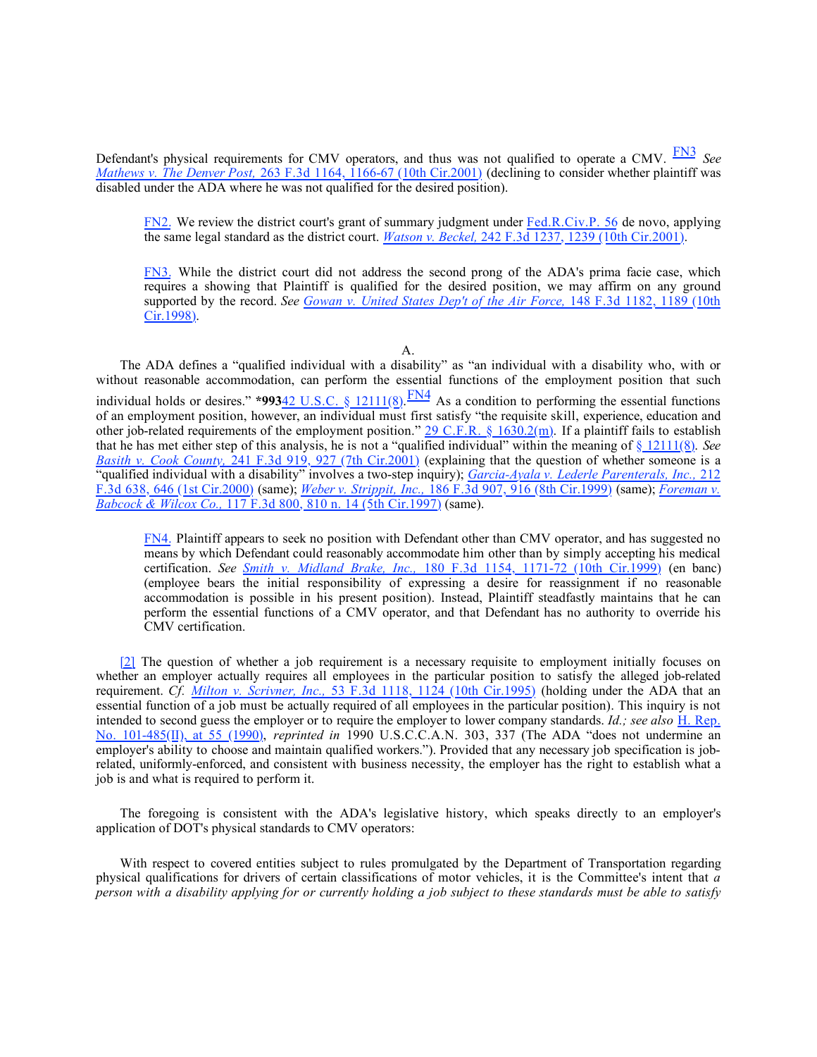Defendant's physical requirements for CMV operators, and thus was not qualified to operate a CMV. FN3 *See Mathews v. The Denver Post,* 263 F.3d 1164, 1166-67 (10th Cir.2001) (declining to consider whether plaintiff was disabled under the ADA where he was not qualified for the desired position).

> FN2. We review the district court's grant of summary judgment under Fed.R.Civ.P. 56 de novo, applying the same legal standard as the district court. *Watson v. Beckel,* 242 F.3d 1237, 1239 (10th Cir.2001).

> FN3. While the district court did not address the second prong of the ADA's prima facie case, which requires a showing that Plaintiff is qualified for the desired position, we may affirm on any ground supported by the record. *See Gowan v. United States Dep't of the Air Force,* 148 F.3d 1182, 1189 (10th Cir.1998).

A.

The ADA defines a "qualified individual with a disability" as "an individual with a disability who, with or without reasonable accommodation, can perform the essential functions of the employment position that such individual holds or desires." **\*993**42 U.S.C. § 12111(8). FN4 As a condition to performing the essential functions of an employment position, however, an individual must first satisfy "the requisite skill, experience, education and other job-related requirements of the employment position." 29 C.F.R. § 1630.2(m). If a plaintiff fails to establish that he has met either step of this analysis, he is not a "qualified individual" within the meaning of § 12111(8). *See Basith v. Cook County,* 241 F.3d 919, 927 (7th Cir.2001) (explaining that the question of whether someone is a "qualified individual with a disability" involves a two-step inquiry); *Garcia-Ayala v. Lederle Parenterals, Inc.,* 212 F.3d 638, 646 (1st Cir.2000) (same); *Weber v. Strippit, Inc.,* 186 F.3d 907, 916 (8th Cir.1999) (same); *Foreman v. Babcock & Wilcox Co.,* 117 F.3d 800, 810 n. 14 (5th Cir.1997) (same).

> FN4. Plaintiff appears to seek no position with Defendant other than CMV operator, and has suggested no means by which Defendant could reasonably accommodate him other than by simply accepting his medical certification. *See Smith v. Midland Brake, Inc.,* 180 F.3d 1154, 1171-72 (10th Cir.1999) (en banc) (employee bears the initial responsibility of expressing a desire for reassignment if no reasonable accommodation is possible in his present position). Instead, Plaintiff steadfastly maintains that he can perform the essential functions of a CMV operator, and that Defendant has no authority to override his CMV certification.

[2] The question of whether a job requirement is a necessary requisite to employment initially focuses on whether an employer actually requires all employees in the particular position to satisfy the alleged job-related requirement. *Cf. Milton v. Scrivner, Inc.,* 53 F.3d 1118, 1124 (10th Cir.1995) (holding under the ADA that an essential function of a job must be actually required of all employees in the particular position). This inquiry is not intended to second guess the employer or to require the employer to lower company standards. *Id.; see also* H. Rep. No. 101-485(II), at 55 (1990), *reprinted in* 1990 U.S.C.C.A.N. 303, 337 (The ADA "does not undermine an employer's ability to choose and maintain qualified workers."). Provided that any necessary job specification is job-related, uniformly-enforced, and consistent with business necessity, the employer has the right to establish what a job is and what is required to perform it.

The foregoing is consistent with the ADA's legislative history, which speaks directly to an employer's application of DOT's physical standards to CMV operators:

> With respect to covered entities subject to rules promulgated by the Department of Transportation regarding physical qualifications for drivers of certain classifications of motor vehicles, it is the Committee's intent that *a person with a disability applying for or currently holding a job subject to these standards must be able to satisfy*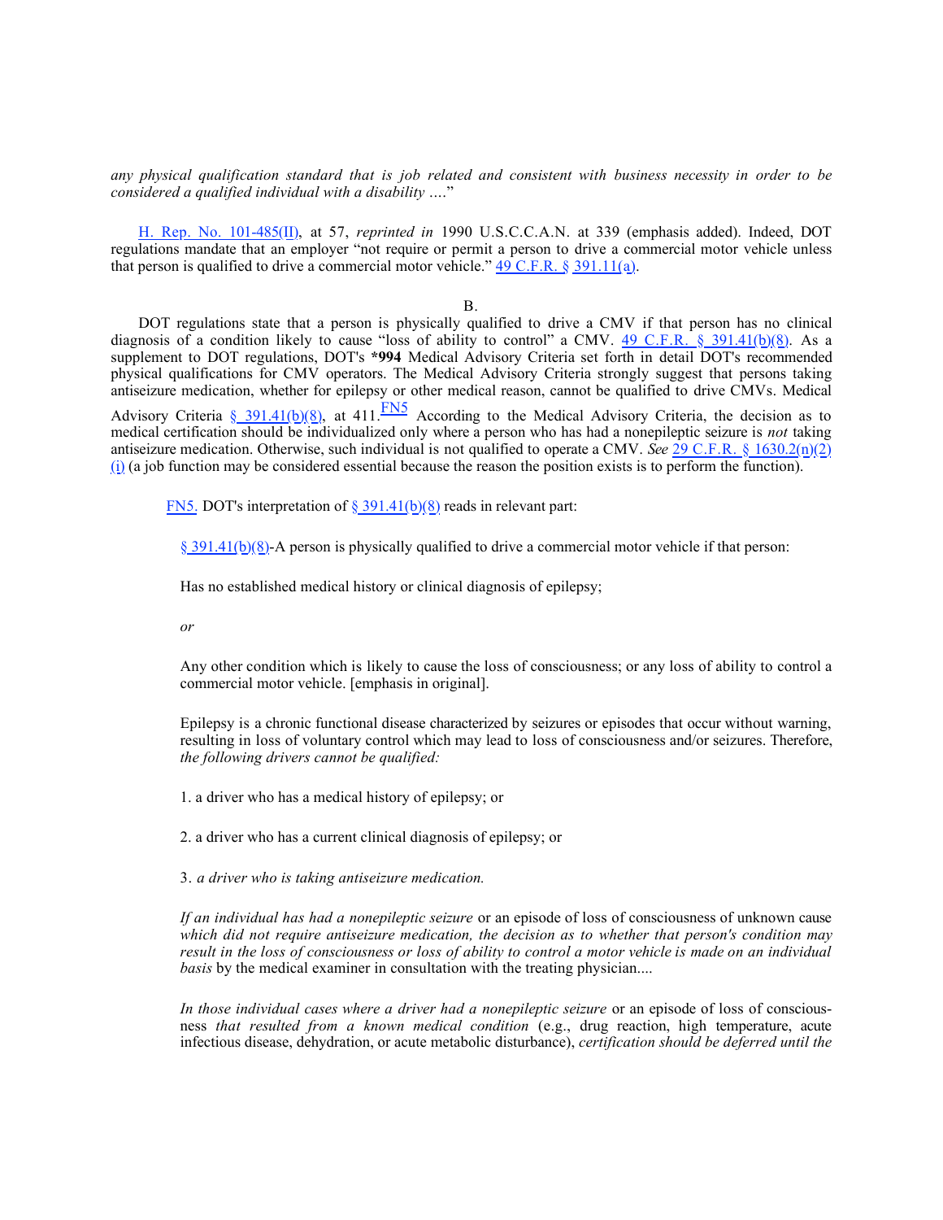*any physical qualification standard that is job related and consistent with business necessity in order to be considered a qualified individual with a disability* …."

H. Rep. No. 101-485(II), at 57, *reprinted in* 1990 U.S.C.C.A.N. at 339 (emphasis added). Indeed, DOT regulations mandate that an employer "not require or permit a person to drive a commercial motor vehicle unless that person is qualified to drive a commercial motor vehicle." 49 C.F.R. § 391.11(a).

B.

DOT regulations state that a person is physically qualified to drive a CMV if that person has no clinical diagnosis of a condition likely to cause "loss of ability to control" a CMV. 49 C.F.R. § 391.41(b)(8). As a supplement to DOT regulations, DOT's **\*994** Medical Advisory Criteria set forth in detail DOT's recommended physical qualifications for CMV operators. The Medical Advisory Criteria strongly suggest that persons taking antiseizure medication, whether for epilepsy or other medical reason, cannot be qualified to drive CMVs. Medical Advisory Criteria § 391.41(b)(8), at 411.[FN5] According to the Medical Advisory Criteria, the decision as to medical certification should be individualized only where a person who has had a nonepileptic seizure is *not* taking antiseizure medication. Otherwise, such individual is not qualified to operate a CMV. *See* 29 C.F.R. § 1630.2(n)(2)(i) (a job function may be considered essential because the reason the position exists is to perform the function).

FN5. DOT's interpretation of § 391.41(b)(8) reads in relevant part:

> § 391.41(b)(8)-A person is physically qualified to drive a commercial motor vehicle if that person:
>
> Has no established medical history or clinical diagnosis of epilepsy;
>
> *or*
>
> Any other condition which is likely to cause the loss of consciousness; or any loss of ability to control a commercial motor vehicle. [emphasis in original].
>
> Epilepsy is a chronic functional disease characterized by seizures or episodes that occur without warning, resulting in loss of voluntary control which may lead to loss of consciousness and/or seizures. Therefore, *the following drivers cannot be qualified:*
>
> 1. a driver who has a medical history of epilepsy; or
>
> 2. a driver who has a current clinical diagnosis of epilepsy; or
>
> 3. *a driver who is taking antiseizure medication.*
>
> *If an individual has had a nonepileptic seizure* or an episode of loss of consciousness of unknown cause *which did not require antiseizure medication, the decision as to whether that person's condition may result in the loss of consciousness or loss of ability to control a motor vehicle is made on an individual basis* by the medical examiner in consultation with the treating physician....
>
> *In those individual cases where a driver had a nonepileptic seizure* or an episode of loss of consciousness *that resulted from a known medical condition* (e.g., drug reaction, high temperature, acute infectious disease, dehydration, or acute metabolic disturbance), *certification should be deferred until the*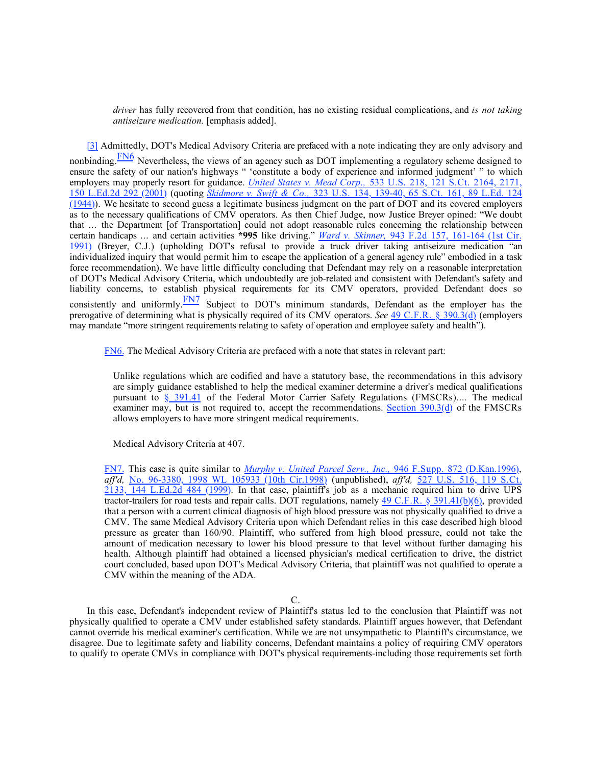> *driver* has fully recovered from that condition, has no existing residual complications, and *is not taking antiseizure medication.* [emphasis added].

[3] Admittedly, DOT's Medical Advisory Criteria are prefaced with a note indicating they are only advisory and nonbinding.FN6 Nevertheless, the views of an agency such as DOT implementing a regulatory scheme designed to ensure the safety of our nation's highways " 'constitute a body of experience and informed judgment' " to which employers may properly resort for guidance. *United States v. Mead Corp.,* 533 U.S. 218, 121 S.Ct. 2164, 2171, 150 L.Ed.2d 292 (2001) (quoting *Skidmore v. Swift & Co.,* 323 U.S. 134, 139-40, 65 S.Ct. 161, 89 L.Ed. 124 (1944)). We hesitate to second guess a legitimate business judgment on the part of DOT and its covered employers as to the necessary qualifications of CMV operators. As then Chief Judge, now Justice Breyer opined: "We doubt that ... the Department [of Transportation] could not adopt reasonable rules concerning the relationship between certain handicaps ... and certain activities **\*995** like driving." *Ward v. Skinner,* 943 F.2d 157, 161-164 (1st Cir. 1991) (Breyer, C.J.) (upholding DOT's refusal to provide a truck driver taking antiseizure medication "an individualized inquiry that would permit him to escape the application of a general agency rule" embodied in a task force recommendation). We have little difficulty concluding that Defendant may rely on a reasonable interpretation of DOT's Medical Advisory Criteria, which undoubtedly are job-related and consistent with Defendant's safety and liability concerns, to establish physical requirements for its CMV operators, provided Defendant does so consistently and uniformly.FN7 Subject to DOT's minimum standards, Defendant as the employer has the prerogative of determining what is physically required of its CMV operators. *See* 49 C.F.R. § 390.3(d) (employers may mandate "more stringent requirements relating to safety of operation and employee safety and health").

FN6. The Medical Advisory Criteria are prefaced with a note that states in relevant part:

> Unlike regulations which are codified and have a statutory base, the recommendations in this advisory are simply guidance established to help the medical examiner determine a driver's medical qualifications pursuant to § 391.41 of the Federal Motor Carrier Safety Regulations (FMSCRs).... The medical examiner may, but is not required to, accept the recommendations. Section 390.3(d) of the FMSCRs allows employers to have more stringent medical requirements.
>
> Medical Advisory Criteria at 407.

FN7. This case is quite similar to *Murphy v. United Parcel Serv., Inc.,* 946 F.Supp. 872 (D.Kan.1996), *aff'd,* No. 96-3380, 1998 WL 105933 (10th Cir.1998) (unpublished), *aff'd,* 527 U.S. 516, 119 S.Ct. 2133, 144 L.Ed.2d 484 (1999). In that case, plaintiff's job as a mechanic required him to drive UPS tractor-trailers for road tests and repair calls. DOT regulations, namely 49 C.F.R. § 391.41(b)(6), provided that a person with a current clinical diagnosis of high blood pressure was not physically qualified to drive a CMV. The same Medical Advisory Criteria upon which Defendant relies in this case described high blood pressure as greater than 160/90. Plaintiff, who suffered from high blood pressure, could not take the amount of medication necessary to lower his blood pressure to that level without further damaging his health. Although plaintiff had obtained a licensed physician's medical certification to drive, the district court concluded, based upon DOT's Medical Advisory Criteria, that plaintiff was not qualified to operate a CMV within the meaning of the ADA.

C.

In this case, Defendant's independent review of Plaintiff's status led to the conclusion that Plaintiff was not physically qualified to operate a CMV under established safety standards. Plaintiff argues however, that Defendant cannot override his medical examiner's certification. While we are not unsympathetic to Plaintiff's circumstance, we disagree. Due to legitimate safety and liability concerns, Defendant maintains a policy of requiring CMV operators to qualify to operate CMVs in compliance with DOT's physical requirements-including those requirements set forth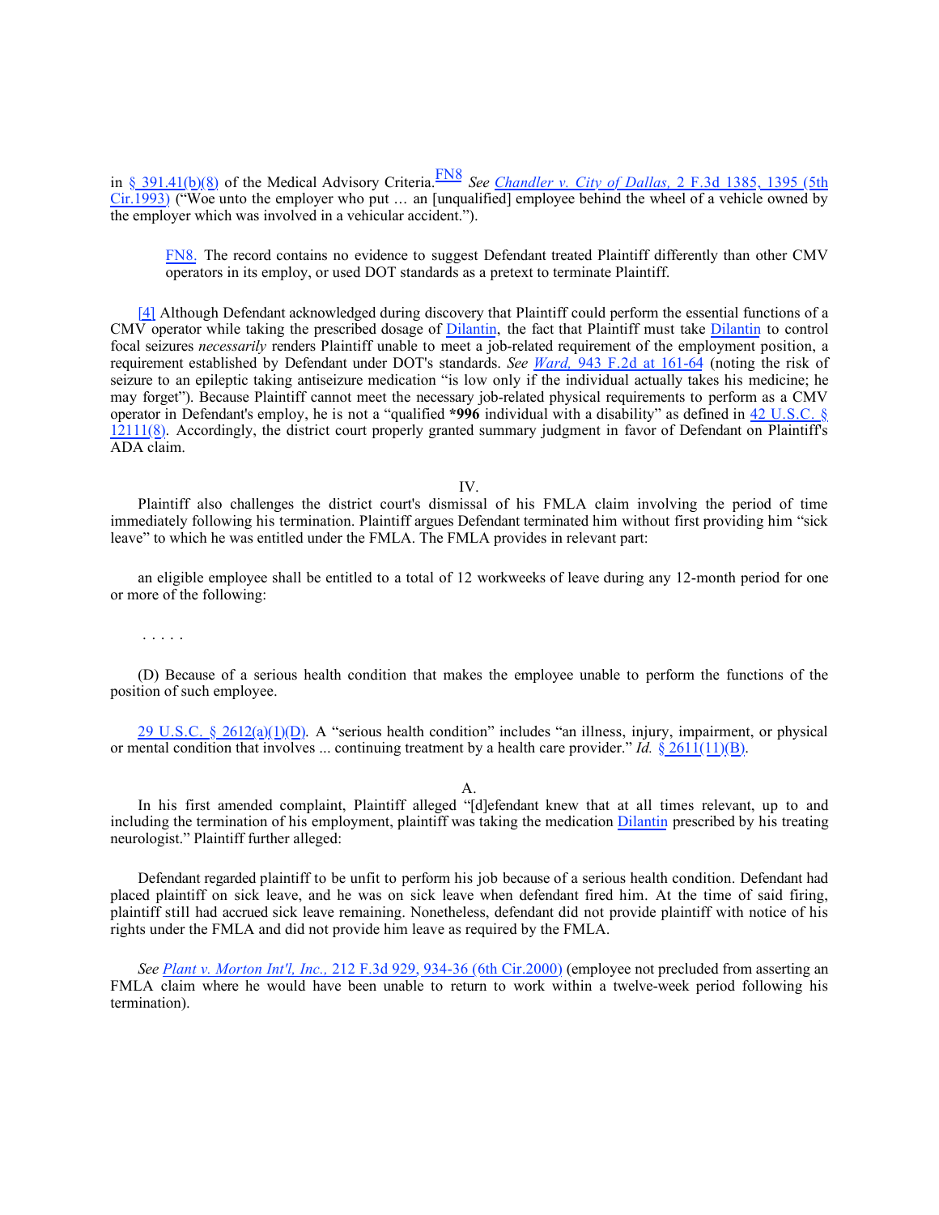in § 391.41(b)(8) of the Medical Advisory Criteria.FN8 *See Chandler v. City of Dallas,* 2 F.3d 1385, 1395 (5th Cir.1993) ("Woe unto the employer who put … an [unqualified] employee behind the wheel of a vehicle owned by the employer which was involved in a vehicular accident.").

> FN8. The record contains no evidence to suggest Defendant treated Plaintiff differently than other CMV operators in its employ, or used DOT standards as a pretext to terminate Plaintiff.

[4] Although Defendant acknowledged during discovery that Plaintiff could perform the essential functions of a CMV operator while taking the prescribed dosage of Dilantin, the fact that Plaintiff must take Dilantin to control focal seizures *necessarily* renders Plaintiff unable to meet a job-related requirement of the employment position, a requirement established by Defendant under DOT's standards. *See Ward,* 943 F.2d at 161-64 (noting the risk of seizure to an epileptic taking antiseizure medication "is low only if the individual actually takes his medicine; he may forget"). Because Plaintiff cannot meet the necessary job-related physical requirements to perform as a CMV operator in Defendant's employ, he is not a "qualified **\*996** individual with a disability" as defined in 42 U.S.C. § 12111(8). Accordingly, the district court properly granted summary judgment in favor of Defendant on Plaintiff's ADA claim.

IV.

Plaintiff also challenges the district court's dismissal of his FMLA claim involving the period of time immediately following his termination. Plaintiff argues Defendant terminated him without first providing him "sick leave" to which he was entitled under the FMLA. The FMLA provides in relevant part:

> an eligible employee shall be entitled to a total of 12 workweeks of leave during any 12-month period for one or more of the following:
>
> . . . . .
>
> (D) Because of a serious health condition that makes the employee unable to perform the functions of the position of such employee.

29 U.S.C. § 2612(a)(1)(D). A "serious health condition" includes "an illness, injury, impairment, or physical or mental condition that involves ... continuing treatment by a health care provider." *Id.* § 2611(11)(B).

A.

In his first amended complaint, Plaintiff alleged "[d]efendant knew that at all times relevant, up to and including the termination of his employment, plaintiff was taking the medication Dilantin prescribed by his treating neurologist." Plaintiff further alleged:

> Defendant regarded plaintiff to be unfit to perform his job because of a serious health condition. Defendant had placed plaintiff on sick leave, and he was on sick leave when defendant fired him. At the time of said firing, plaintiff still had accrued sick leave remaining. Nonetheless, defendant did not provide plaintiff with notice of his rights under the FMLA and did not provide him leave as required by the FMLA.

*See Plant v. Morton Int'l, Inc.,* 212 F.3d 929, 934-36 (6th Cir.2000) (employee not precluded from asserting an FMLA claim where he would have been unable to return to work within a twelve-week period following his termination).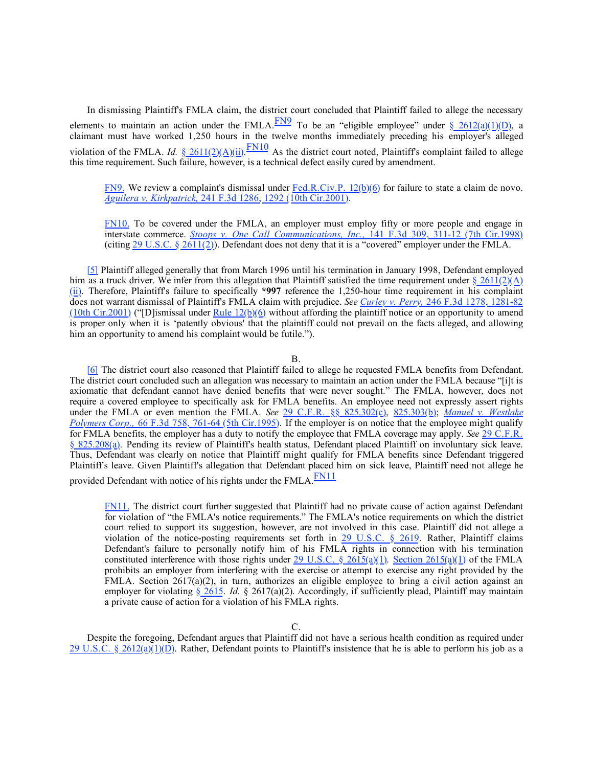In dismissing Plaintiff's FMLA claim, the district court concluded that Plaintiff failed to allege the necessary elements to maintain an action under the FMLA.FN9 To be an “eligible employee” under § 2612(a)(1)(D), a claimant must have worked 1,250 hours in the twelve months immediately preceding his employer's alleged violation of the FMLA. *Id.* § 2611(2)(A)(ii).FN10 As the district court noted, Plaintiff's complaint failed to allege this time requirement. Such failure, however, is a technical defect easily cured by amendment.

> FN9. We review a complaint's dismissal under Fed.R.Civ.P. 12(b)(6) for failure to state a claim de novo. *Aguilera v. Kirkpatrick,* 241 F.3d 1286, 1292 (10th Cir.2001).

> FN10. To be covered under the FMLA, an employer must employ fifty or more people and engage in interstate commerce. *Stoops v. One Call Communications, Inc.,* 141 F.3d 309, 311-12 (7th Cir.1998) (citing 29 U.S.C. § 2611(2)). Defendant does not deny that it is a “covered” employer under the FMLA.

[5] Plaintiff alleged generally that from March 1996 until his termination in January 1998, Defendant employed him as a truck driver. We infer from this allegation that Plaintiff satisfied the time requirement under § 2611(2)(A)(ii). Therefore, Plaintiff's failure to specifically **\*997** reference the 1,250-hour time requirement in his complaint does not warrant dismissal of Plaintiff's FMLA claim with prejudice. *See Curley v. Perry,* 246 F.3d 1278, 1281-82 (10th Cir.2001) (“[D]ismissal under Rule 12(b)(6) without affording the plaintiff notice or an opportunity to amend is proper only when it is ‘patently obvious' that the plaintiff could not prevail on the facts alleged, and allowing him an opportunity to amend his complaint would be futile.”).

B.

[6] The district court also reasoned that Plaintiff failed to allege he requested FMLA benefits from Defendant. The district court concluded such an allegation was necessary to maintain an action under the FMLA because “[i]t is axiomatic that defendant cannot have denied benefits that were never sought.” The FMLA, however, does not require a covered employee to specifically ask for FMLA benefits. An employee need not expressly assert rights under the FMLA or even mention the FMLA. *See* 29 C.F.R. §§ 825.302(c), 825.303(b); *Manuel v. Westlake Polymers Corp.,* 66 F.3d 758, 761-64 (5th Cir.1995). If the employer is on notice that the employee might qualify for FMLA benefits, the employer has a duty to notify the employee that FMLA coverage may apply. *See* 29 C.F.R. § 825.208(a). Pending its review of Plaintiff's health status, Defendant placed Plaintiff on involuntary sick leave. Thus, Defendant was clearly on notice that Plaintiff might qualify for FMLA benefits since Defendant triggered Plaintiff's leave. Given Plaintiff's allegation that Defendant placed him on sick leave, Plaintiff need not allege he provided Defendant with notice of his rights under the FMLA.FN11

> FN11. The district court further suggested that Plaintiff had no private cause of action against Defendant for violation of “the FMLA's notice requirements.” The FMLA's notice requirements on which the district court relied to support its suggestion, however, are not involved in this case. Plaintiff did not allege a violation of the notice-posting requirements set forth in 29 U.S.C. § 2619. Rather, Plaintiff claims Defendant's failure to personally notify him of his FMLA rights in connection with his termination constituted interference with those rights under 29 U.S.C. § 2615(a)(1). Section 2615(a)(1) of the FMLA prohibits an employer from interfering with the exercise or attempt to exercise any right provided by the FMLA. Section 2617(a)(2), in turn, authorizes an eligible employee to bring a civil action against an employer for violating § 2615. *Id.* § 2617(a)(2). Accordingly, if sufficiently plead, Plaintiff may maintain a private cause of action for a violation of his FMLA rights.

C.

Despite the foregoing, Defendant argues that Plaintiff did not have a serious health condition as required under 29 U.S.C. § 2612(a)(1)(D). Rather, Defendant points to Plaintiff's insistence that he is able to perform his job as a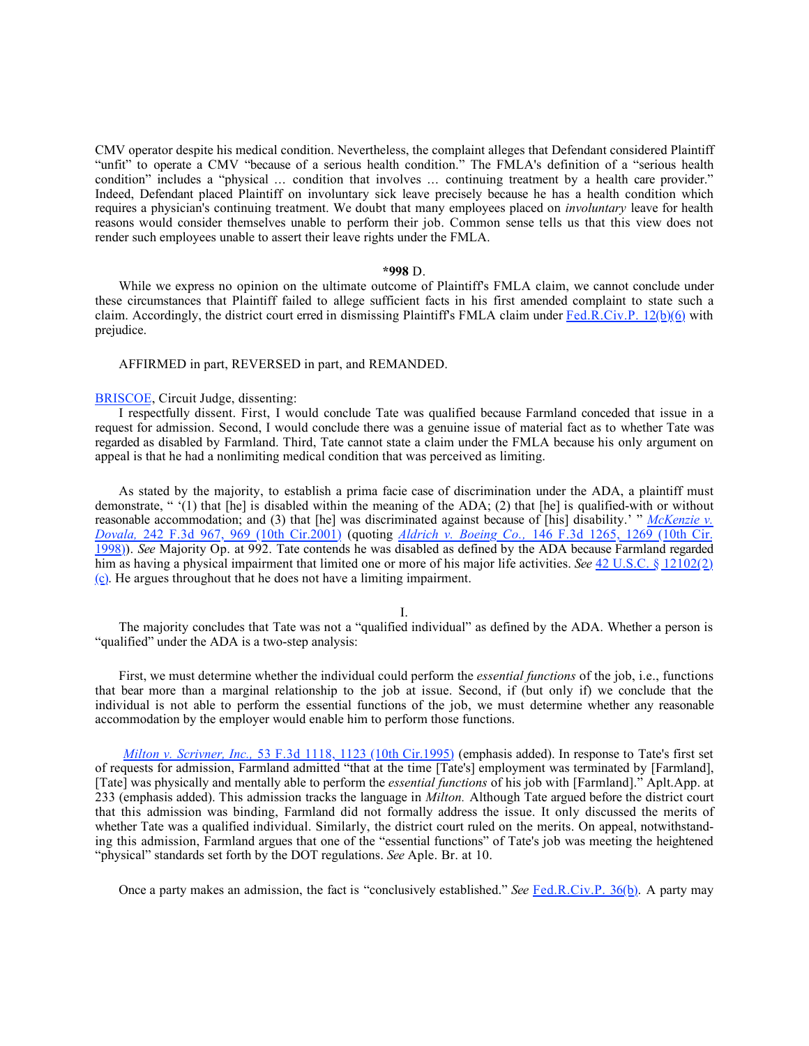CMV operator despite his medical condition. Nevertheless, the complaint alleges that Defendant considered Plaintiff "unfit" to operate a CMV "because of a serious health condition." The FMLA's definition of a "serious health condition" includes a "physical … condition that involves … continuing treatment by a health care provider." Indeed, Defendant placed Plaintiff on involuntary sick leave precisely because he has a health condition which requires a physician's continuing treatment. We doubt that many employees placed on *involuntary* leave for health reasons would consider themselves unable to perform their job. Common sense tells us that this view does not render such employees unable to assert their leave rights under the FMLA.

**\*998** D.

While we express no opinion on the ultimate outcome of Plaintiff's FMLA claim, we cannot conclude under these circumstances that Plaintiff failed to allege sufficient facts in his first amended complaint to state such a claim. Accordingly, the district court erred in dismissing Plaintiff's FMLA claim under Fed.R.Civ.P. 12(b)(6) with prejudice.

AFFIRMED in part, REVERSED in part, and REMANDED.

BRISCOE, Circuit Judge, dissenting:

I respectfully dissent. First, I would conclude Tate was qualified because Farmland conceded that issue in a request for admission. Second, I would conclude there was a genuine issue of material fact as to whether Tate was regarded as disabled by Farmland. Third, Tate cannot state a claim under the FMLA because his only argument on appeal is that he had a nonlimiting medical condition that was perceived as limiting.

As stated by the majority, to establish a prima facie case of discrimination under the ADA, a plaintiff must demonstrate, " '(1) that [he] is disabled within the meaning of the ADA; (2) that [he] is qualified-with or without reasonable accommodation; and (3) that [he] was discriminated against because of [his] disability.' " *McKenzie v. Dovala,* 242 F.3d 967, 969 (10th Cir.2001) (quoting *Aldrich v. Boeing Co.,* 146 F.3d 1265, 1269 (10th Cir. 1998)). *See* Majority Op. at 992. Tate contends he was disabled as defined by the ADA because Farmland regarded him as having a physical impairment that limited one or more of his major life activities. *See* 42 U.S.C. § 12102(2)(c). He argues throughout that he does not have a limiting impairment.

I.

The majority concludes that Tate was not a "qualified individual" as defined by the ADA. Whether a person is "qualified" under the ADA is a two-step analysis:

> First, we must determine whether the individual could perform the *essential functions* of the job, i.e., functions that bear more than a marginal relationship to the job at issue. Second, if (but only if) we conclude that the individual is not able to perform the essential functions of the job, we must determine whether any reasonable accommodation by the employer would enable him to perform those functions.

*Milton v. Scrivner, Inc.,* 53 F.3d 1118, 1123 (10th Cir.1995) (emphasis added). In response to Tate's first set of requests for admission, Farmland admitted "that at the time [Tate's] employment was terminated by [Farmland], [Tate] was physically and mentally able to perform the *essential functions* of his job with [Farmland]." Aplt.App. at 233 (emphasis added). This admission tracks the language in *Milton.* Although Tate argued before the district court that this admission was binding, Farmland did not formally address the issue. It only discussed the merits of whether Tate was a qualified individual. Similarly, the district court ruled on the merits. On appeal, notwithstanding this admission, Farmland argues that one of the "essential functions" of Tate's job was meeting the heightened "physical" standards set forth by the DOT regulations. *See* Aple. Br. at 10.

Once a party makes an admission, the fact is "conclusively established." *See* Fed.R.Civ.P. 36(b). A party may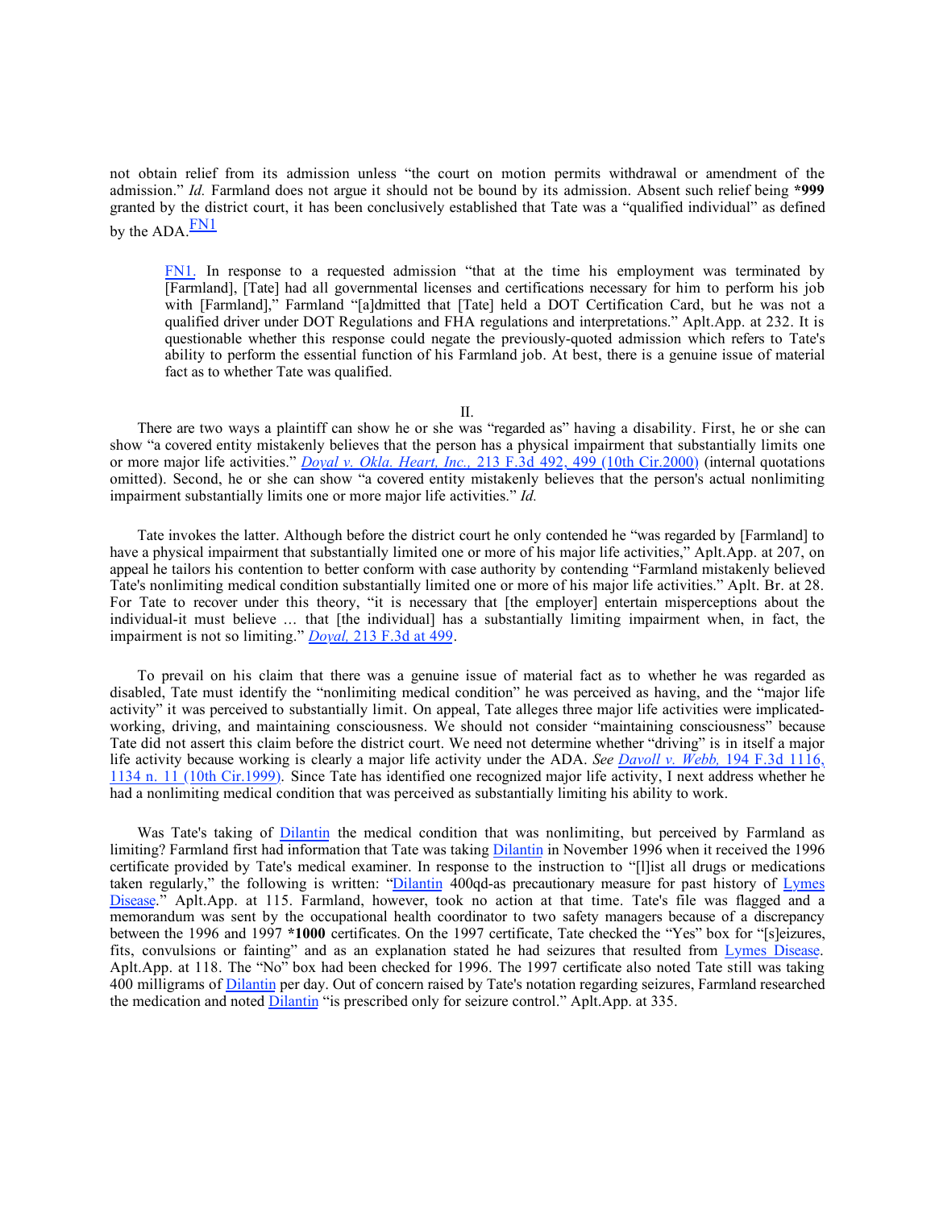not obtain relief from its admission unless "the court on motion permits withdrawal or amendment of the admission." *Id.* Farmland does not argue it should not be bound by its admission. Absent such relief being **\*999** granted by the district court, it has been conclusively established that Tate was a "qualified individual" as defined by the ADA.[FN1]

> FN1. In response to a requested admission "that at the time his employment was terminated by [Farmland], [Tate] had all governmental licenses and certifications necessary for him to perform his job with [Farmland]," Farmland "[a]dmitted that [Tate] held a DOT Certification Card, but he was not a qualified driver under DOT Regulations and FHA regulations and interpretations." Aplt.App. at 232. It is questionable whether this response could negate the previously-quoted admission which refers to Tate's ability to perform the essential function of his Farmland job. At best, there is a genuine issue of material fact as to whether Tate was qualified.

II.

There are two ways a plaintiff can show he or she was "regarded as" having a disability. First, he or she can show "a covered entity mistakenly believes that the person has a physical impairment that substantially limits one or more major life activities." *Doyal v. Okla. Heart, Inc.,* 213 F.3d 492, 499 (10th Cir.2000) (internal quotations omitted). Second, he or she can show "a covered entity mistakenly believes that the person's actual nonlimiting impairment substantially limits one or more major life activities." *Id.*

Tate invokes the latter. Although before the district court he only contended he "was regarded by [Farmland] to have a physical impairment that substantially limited one or more of his major life activities," Aplt.App. at 207, on appeal he tailors his contention to better conform with case authority by contending "Farmland mistakenly believed Tate's nonlimiting medical condition substantially limited one or more of his major life activities." Aplt. Br. at 28. For Tate to recover under this theory, "it is necessary that [the employer] entertain misperceptions about the individual-it must believe … that [the individual] has a substantially limiting impairment when, in fact, the impairment is not so limiting." *Doyal,* 213 F.3d at 499.

To prevail on his claim that there was a genuine issue of material fact as to whether he was regarded as disabled, Tate must identify the "nonlimiting medical condition" he was perceived as having, and the "major life activity" it was perceived to substantially limit. On appeal, Tate alleges three major life activities were implicated-working, driving, and maintaining consciousness. We should not consider "maintaining consciousness" because Tate did not assert this claim before the district court. We need not determine whether "driving" is in itself a major life activity because working is clearly a major life activity under the ADA. *See Davoll v. Webb,* 194 F.3d 1116, 1134 n. 11 (10th Cir.1999). Since Tate has identified one recognized major life activity, I next address whether he had a nonlimiting medical condition that was perceived as substantially limiting his ability to work.

Was Tate's taking of Dilantin the medical condition that was nonlimiting, but perceived by Farmland as limiting? Farmland first had information that Tate was taking Dilantin in November 1996 when it received the 1996 certificate provided by Tate's medical examiner. In response to the instruction to "[l]ist all drugs or medications taken regularly," the following is written: "Dilantin 400qd-as precautionary measure for past history of Lymes Disease." Aplt.App. at 115. Farmland, however, took no action at that time. Tate's file was flagged and a memorandum was sent by the occupational health coordinator to two safety managers because of a discrepancy between the 1996 and 1997 **\*1000** certificates. On the 1997 certificate, Tate checked the "Yes" box for "[s]eizures, fits, convulsions or fainting" and as an explanation stated he had seizures that resulted from Lymes Disease. Aplt.App. at 118. The "No" box had been checked for 1996. The 1997 certificate also noted Tate still was taking 400 milligrams of Dilantin per day. Out of concern raised by Tate's notation regarding seizures, Farmland researched the medication and noted Dilantin "is prescribed only for seizure control." Aplt.App. at 335.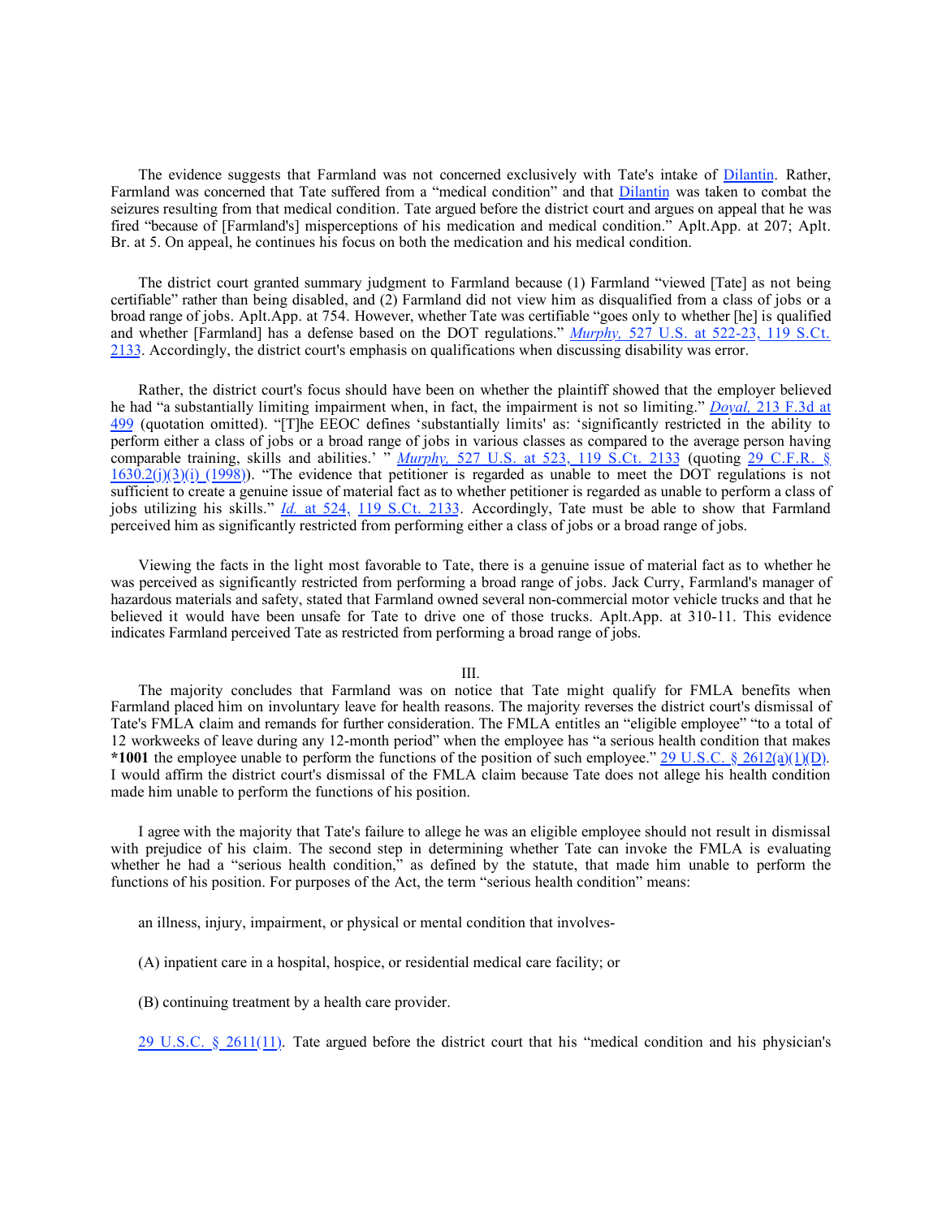The evidence suggests that Farmland was not concerned exclusively with Tate's intake of Dilantin. Rather, Farmland was concerned that Tate suffered from a "medical condition" and that Dilantin was taken to combat the seizures resulting from that medical condition. Tate argued before the district court and argues on appeal that he was fired "because of [Farmland's] misperceptions of his medication and medical condition." Aplt.App. at 207; Aplt. Br. at 5. On appeal, he continues his focus on both the medication and his medical condition.

The district court granted summary judgment to Farmland because (1) Farmland "viewed [Tate] as not being certifiable" rather than being disabled, and (2) Farmland did not view him as disqualified from a class of jobs or a broad range of jobs. Aplt.App. at 754. However, whether Tate was certifiable "goes only to whether [he] is qualified and whether [Farmland] has a defense based on the DOT regulations." *Murphy,* 527 U.S. at 522-23, 119 S.Ct. 2133. Accordingly, the district court's emphasis on qualifications when discussing disability was error.

Rather, the district court's focus should have been on whether the plaintiff showed that the employer believed he had "a substantially limiting impairment when, in fact, the impairment is not so limiting." *Doyal,* 213 F.3d at 499 (quotation omitted). "[T]he EEOC defines 'substantially limits' as: 'significantly restricted in the ability to perform either a class of jobs or a broad range of jobs in various classes as compared to the average person having comparable training, skills and abilities.' " *Murphy,* 527 U.S. at 523, 119 S.Ct. 2133 (quoting 29 C.F.R. § 1630.2(j)(3)(i) (1998)). "The evidence that petitioner is regarded as unable to meet the DOT regulations is not sufficient to create a genuine issue of material fact as to whether petitioner is regarded as unable to perform a class of jobs utilizing his skills." *Id.* at 524, 119 S.Ct. 2133. Accordingly, Tate must be able to show that Farmland perceived him as significantly restricted from performing either a class of jobs or a broad range of jobs.

Viewing the facts in the light most favorable to Tate, there is a genuine issue of material fact as to whether he was perceived as significantly restricted from performing a broad range of jobs. Jack Curry, Farmland's manager of hazardous materials and safety, stated that Farmland owned several non-commercial motor vehicle trucks and that he believed it would have been unsafe for Tate to drive one of those trucks. Aplt.App. at 310-11. This evidence indicates Farmland perceived Tate as restricted from performing a broad range of jobs.

III.

The majority concludes that Farmland was on notice that Tate might qualify for FMLA benefits when Farmland placed him on involuntary leave for health reasons. The majority reverses the district court's dismissal of Tate's FMLA claim and remands for further consideration. The FMLA entitles an "eligible employee" "to a total of 12 workweeks of leave during any 12-month period" when the employee has "a serious health condition that makes **\*1001** the employee unable to perform the functions of the position of such employee." 29 U.S.C. § 2612(a)(1)(D). I would affirm the district court's dismissal of the FMLA claim because Tate does not allege his health condition made him unable to perform the functions of his position.

I agree with the majority that Tate's failure to allege he was an eligible employee should not result in dismissal with prejudice of his claim. The second step in determining whether Tate can invoke the FMLA is evaluating whether he had a "serious health condition," as defined by the statute, that made him unable to perform the functions of his position. For purposes of the Act, the term "serious health condition" means:

an illness, injury, impairment, or physical or mental condition that involves-

(A) inpatient care in a hospital, hospice, or residential medical care facility; or

(B) continuing treatment by a health care provider.

29 U.S.C. § 2611(11). Tate argued before the district court that his "medical condition and his physician's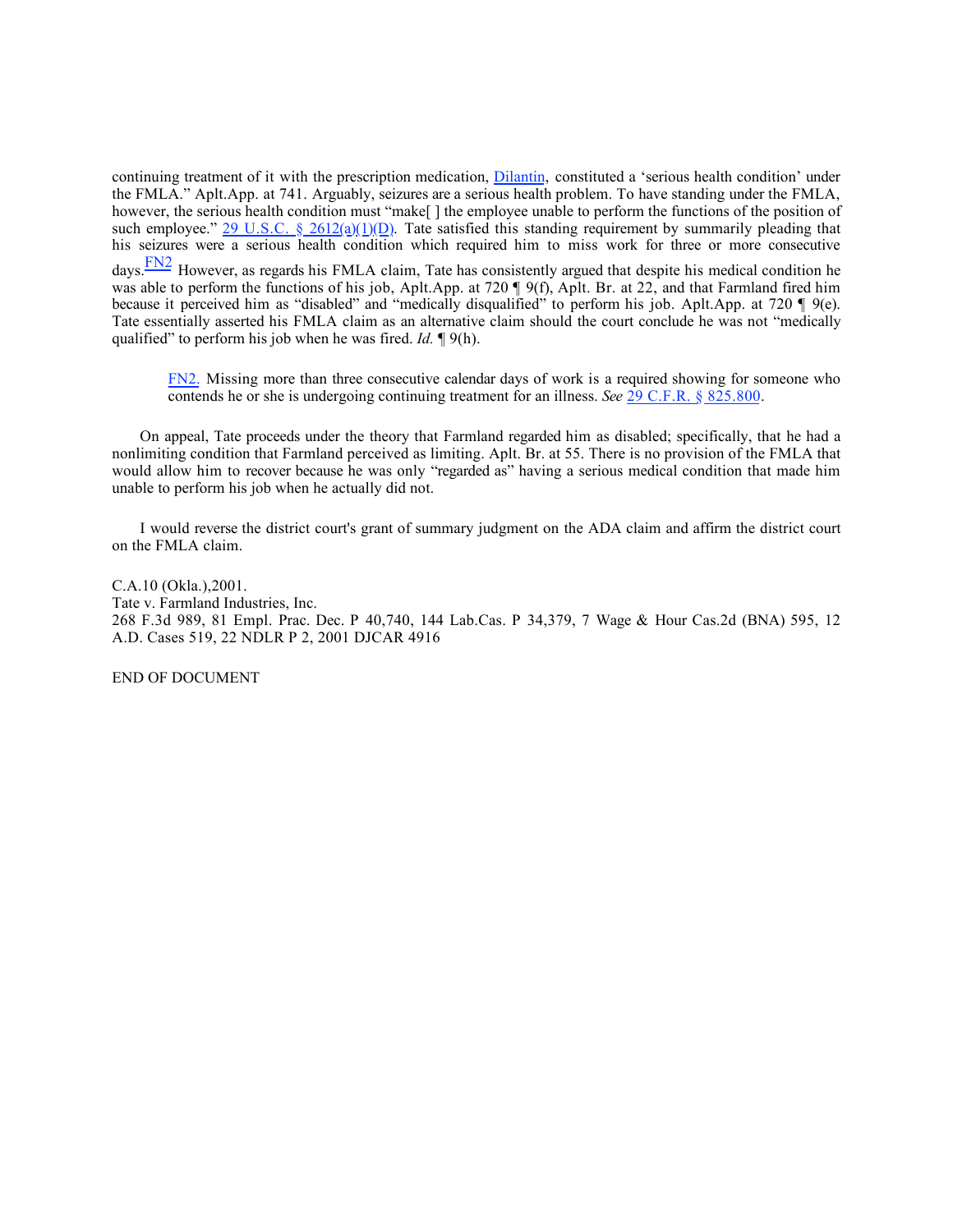continuing treatment of it with the prescription medication, Dilantin, constituted a 'serious health condition' under the FMLA." Aplt.App. at 741. Arguably, seizures are a serious health problem. To have standing under the FMLA, however, the serious health condition must "make[ ] the employee unable to perform the functions of the position of such employee." 29 U.S.C. § 2612(a)(1)(D). Tate satisfied this standing requirement by summarily pleading that his seizures were a serious health condition which required him to miss work for three or more consecutive days.[FN2] However, as regards his FMLA claim, Tate has consistently argued that despite his medical condition he was able to perform the functions of his job, Aplt.App. at 720 ¶ 9(f), Aplt. Br. at 22, and that Farmland fired him because it perceived him as "disabled" and "medically disqualified" to perform his job. Aplt.App. at 720 ¶ 9(e). Tate essentially asserted his FMLA claim as an alternative claim should the court conclude he was not "medically qualified" to perform his job when he was fired. *Id.* ¶ 9(h).

> FN2. Missing more than three consecutive calendar days of work is a required showing for someone who contends he or she is undergoing continuing treatment for an illness. *See* 29 C.F.R. § 825.800.

On appeal, Tate proceeds under the theory that Farmland regarded him as disabled; specifically, that he had a nonlimiting condition that Farmland perceived as limiting. Aplt. Br. at 55. There is no provision of the FMLA that would allow him to recover because he was only "regarded as" having a serious medical condition that made him unable to perform his job when he actually did not.

I would reverse the district court's grant of summary judgment on the ADA claim and affirm the district court on the FMLA claim.

C.A.10 (Okla.),2001.
Tate v. Farmland Industries, Inc.
268 F.3d 989, 81 Empl. Prac. Dec. P 40,740, 144 Lab.Cas. P 34,379, 7 Wage & Hour Cas.2d (BNA) 595, 12 A.D. Cases 519, 22 NDLR P 2, 2001 DJCAR 4916

END OF DOCUMENT